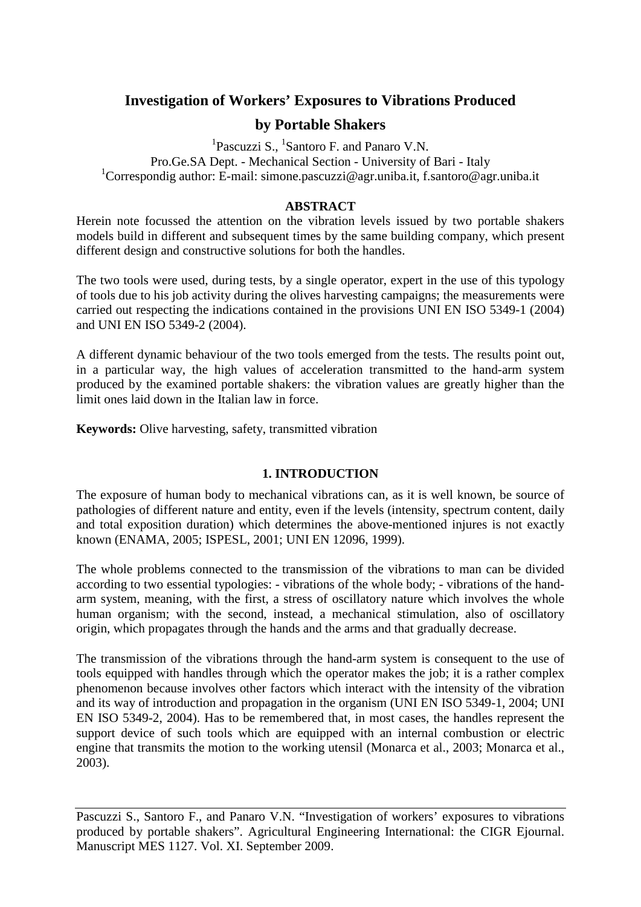# Investigation of Workers' Exposures to Vibrations Produced by Portable Shakers

[1]Pascuzzi S., [1]Santoro F. and Panaro V.N.
Pro.Ge.SA Dept. - Mechanical Section - University of Bari - Italy
[1]Correspondig author: E-mail: simone.pascuzzi@agr.uniba.it, f.santoro@agr.uniba.it

## ABSTRACT

Herein note focussed the attention on the vibration levels issued by two portable shakers models build in different and subsequent times by the same building company, which present different design and constructive solutions for both the handles.

The two tools were used, during tests, by a single operator, expert in the use of this typology of tools due to his job activity during the olives harvesting campaigns; the measurements were carried out respecting the indications contained in the provisions UNI EN ISO 5349-1 (2004) and UNI EN ISO 5349-2 (2004).

A different dynamic behaviour of the two tools emerged from the tests. The results point out, in a particular way, the high values of acceleration transmitted to the hand-arm system produced by the examined portable shakers: the vibration values are greatly higher than the limit ones laid down in the Italian law in force.

**Keywords:** Olive harvesting, safety, transmitted vibration

## 1. INTRODUCTION

The exposure of human body to mechanical vibrations can, as it is well known, be source of pathologies of different nature and entity, even if the levels (intensity, spectrum content, daily and total exposition duration) which determines the above-mentioned injures is not exactly known (ENAMA, 2005; ISPESL, 2001; UNI EN 12096, 1999).

The whole problems connected to the transmission of the vibrations to man can be divided according to two essential typologies: - vibrations of the whole body; - vibrations of the hand-arm system, meaning, with the first, a stress of oscillatory nature which involves the whole human organism; with the second, instead, a mechanical stimulation, also of oscillatory origin, which propagates through the hands and the arms and that gradually decrease.

The transmission of the vibrations through the hand-arm system is consequent to the use of tools equipped with handles through which the operator makes the job; it is a rather complex phenomenon because involves other factors which interact with the intensity of the vibration and its way of introduction and propagation in the organism (UNI EN ISO 5349-1, 2004; UNI EN ISO 5349-2, 2004). Has to be remembered that, in most cases, the handles represent the support device of such tools which are equipped with an internal combustion or electric engine that transmits the motion to the working utensil (Monarca et al., 2003; Monarca et al., 2003).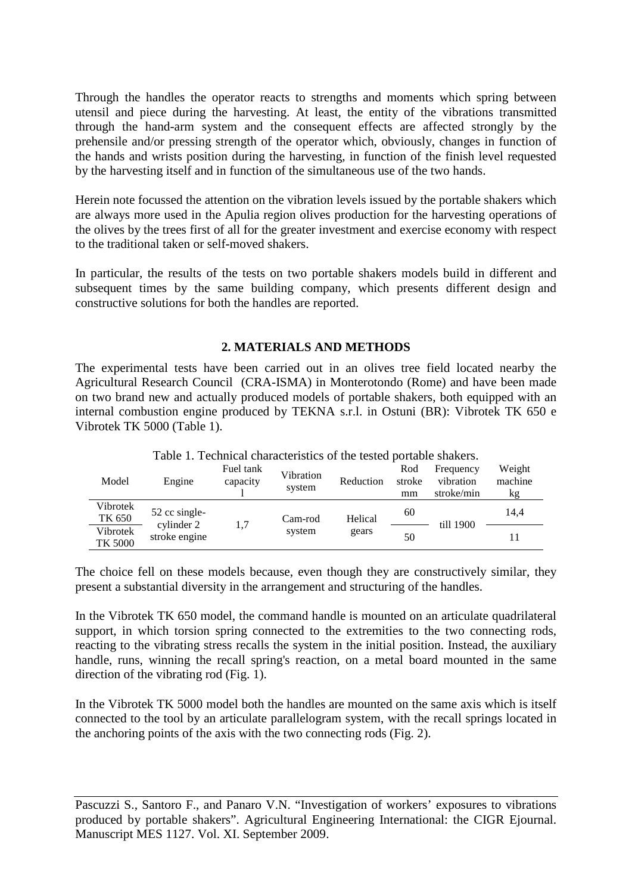Through the handles the operator reacts to strengths and moments which spring between utensil and piece during the harvesting. At least, the entity of the vibrations transmitted through the hand-arm system and the consequent effects are affected strongly by the prehensile and/or pressing strength of the operator which, obviously, changes in function of the hands and wrists position during the harvesting, in function of the finish level requested by the harvesting itself and in function of the simultaneous use of the two hands.

Herein note focussed the attention on the vibration levels issued by the portable shakers which are always more used in the Apulia region olives production for the harvesting operations of the olives by the trees first of all for the greater investment and exercise economy with respect to the traditional taken or self-moved shakers.

In particular, the results of the tests on two portable shakers models build in different and subsequent times by the same building company, which presents different design and constructive solutions for both the handles are reported.

## 2. MATERIALS AND METHODS

The experimental tests have been carried out in an olives tree field located nearby the Agricultural Research Council (CRA-ISMA) in Monterotondo (Rome) and have been made on two brand new and actually produced models of portable shakers, both equipped with an internal combustion engine produced by TEKNA s.r.l. in Ostuni (BR): Vibrotek TK 650 e Vibrotek TK 5000 (Table 1).

Table 1. Technical characteristics of the tested portable shakers.

| Model | Engine | Fuel tank capacity l | Vibration system | Reduction | Rod stroke mm | Frequency vibration stroke/min | Weight machine kg |
|---|---|---|---|---|---|---|---|
| Vibrotek TK 650 | 52 cc single-cylinder 2 stroke engine | 1,7 | Cam-rod system | Helical gears | 60 | till 1900 | 14,4 |
| Vibrotek TK 5000 | | | | | 50 | | 11 |

The choice fell on these models because, even though they are constructively similar, they present a substantial diversity in the arrangement and structuring of the handles.

In the Vibrotek TK 650 model, the command handle is mounted on an articulate quadrilateral support, in which torsion spring connected to the extremities to the two connecting rods, reacting to the vibrating stress recalls the system in the initial position. Instead, the auxiliary handle, runs, winning the recall spring's reaction, on a metal board mounted in the same direction of the vibrating rod (Fig. 1).

In the Vibrotek TK 5000 model both the handles are mounted on the same axis which is itself connected to the tool by an articulate parallelogram system, with the recall springs located in the anchoring points of the axis with the two connecting rods (Fig. 2).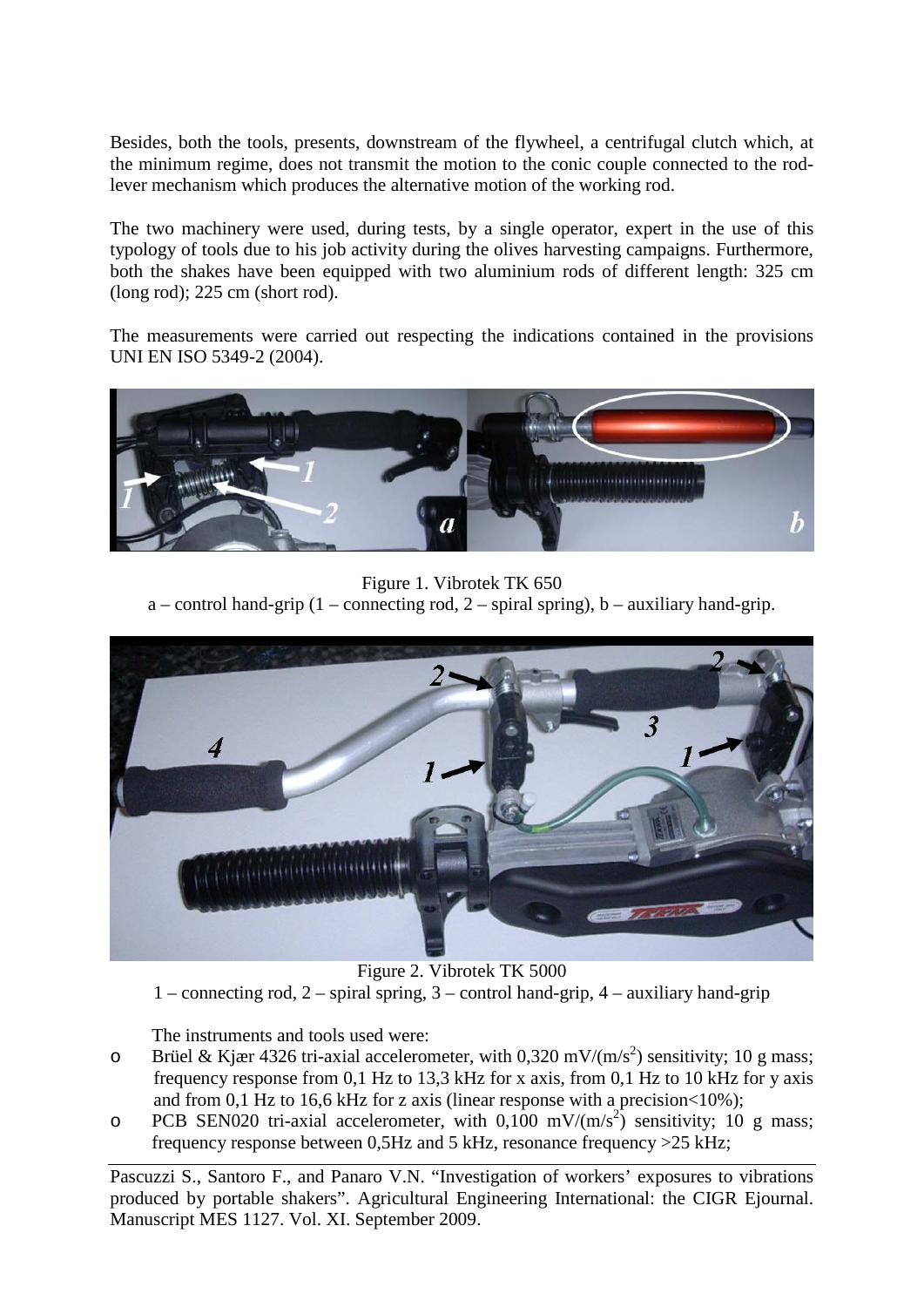Besides, both the tools, presents, downstream of the flywheel, a centrifugal clutch which, at the minimum regime, does not transmit the motion to the conic couple connected to the rod-lever mechanism which produces the alternative motion of the working rod.

The two machinery were used, during tests, by a single operator, expert in the use of this typology of tools due to his job activity during the olives harvesting campaigns. Furthermore, both the shakes have been equipped with two aluminium rods of different length: 325 cm (long rod); 225 cm (short rod).

The measurements were carried out respecting the indications contained in the provisions UNI EN ISO 5349-2 (2004).

Figure 1. Vibrotek TK 650
a – control hand-grip (1 – connecting rod, 2 – spiral spring), b – auxiliary hand-grip.

Figure 2. Vibrotek TK 5000
1 – connecting rod, 2 – spiral spring, 3 – control hand-grip, 4 – auxiliary hand-grip

The instruments and tools used were:

- Brüel & Kjær 4326 tri-axial accelerometer, with 0,320 mV/(m/s$^2$) sensitivity; 10 g mass; frequency response from 0,1 Hz to 13,3 kHz for x axis, from 0,1 Hz to 10 kHz for y axis and from 0,1 Hz to 16,6 kHz for z axis (linear response with a precision<10%);
- PCB SEN020 tri-axial accelerometer, with 0,100 mV/(m/s$^2$) sensitivity; 10 g mass; frequency response between 0,5Hz and 5 kHz, resonance frequency >25 kHz;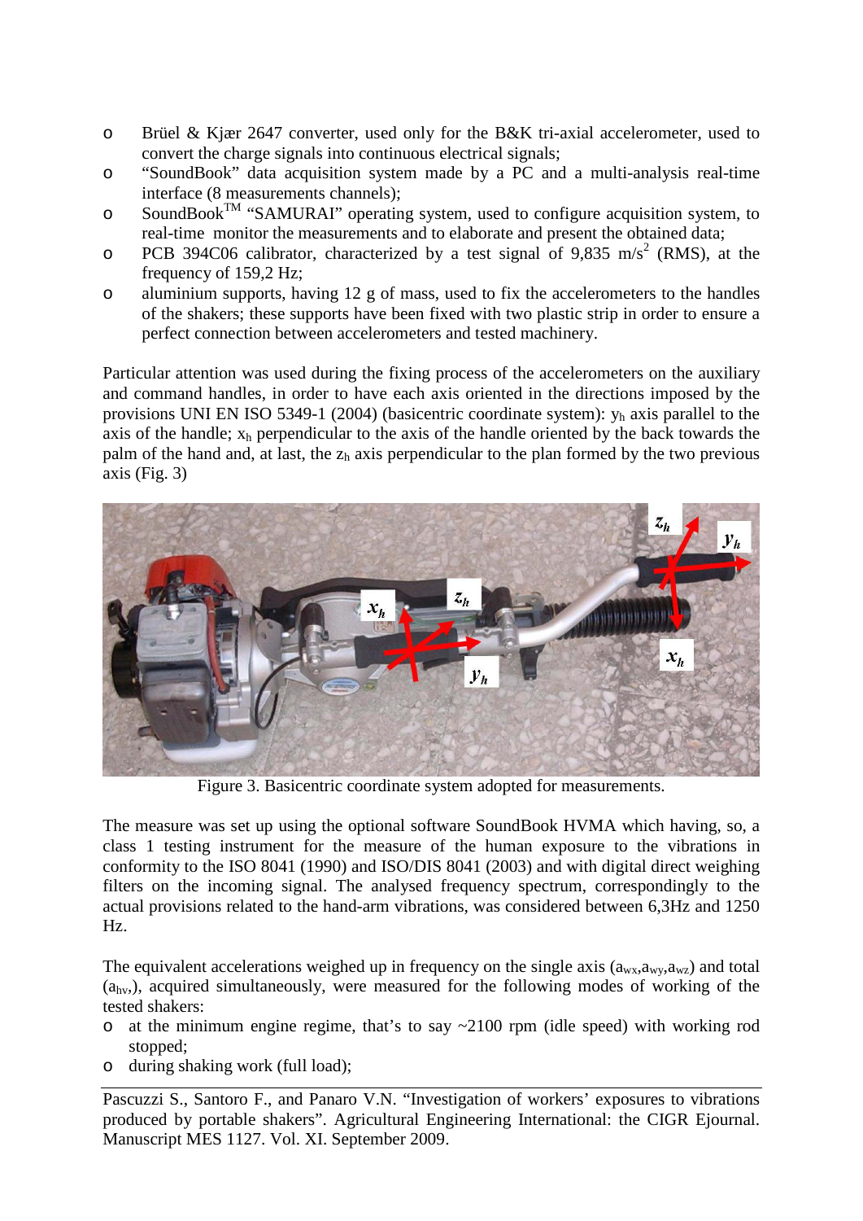- Brüel & Kjær 2647 converter, used only for the B&K tri-axial accelerometer, used to convert the charge signals into continuous electrical signals;
- "SoundBook" data acquisition system made by a PC and a multi-analysis real-time interface (8 measurements channels);
- SoundBook™ "SAMURAI" operating system, used to configure acquisition system, to real-time monitor the measurements and to elaborate and present the obtained data;
- PCB 394C06 calibrator, characterized by a test signal of 9,835 $m/s^2$ (RMS), at the frequency of 159,2 Hz;
- aluminium supports, having 12 g of mass, used to fix the accelerometers to the handles of the shakers; these supports have been fixed with two plastic strip in order to ensure a perfect connection between accelerometers and tested machinery.

Particular attention was used during the fixing process of the accelerometers on the auxiliary and command handles, in order to have each axis oriented in the directions imposed by the provisions UNI EN ISO 5349-1 (2004) (basicentric coordinate system): $y_h$ axis parallel to the axis of the handle; $x_h$ perpendicular to the axis of the handle oriented by the back towards the palm of the hand and, at last, the $z_h$ axis perpendicular to the plan formed by the two previous axis (Fig. 3)

Figure 3. Basicentric coordinate system adopted for measurements.

The measure was set up using the optional software SoundBook HVMA which having, so, a class 1 testing instrument for the measure of the human exposure to the vibrations in conformity to the ISO 8041 (1990) and ISO/DIS 8041 (2003) and with digital direct weighing filters on the incoming signal. The analysed frequency spectrum, correspondingly to the actual provisions related to the hand-arm vibrations, was considered between 6,3Hz and 1250 Hz.

The equivalent accelerations weighed up in frequency on the single axis ($a_{wx}$,$a_{wy}$,$a_{wz}$) and total ($a_{hv}$,), acquired simultaneously, were measured for the following modes of working of the tested shakers:

- at the minimum engine regime, that's to say ~2100 rpm (idle speed) with working rod stopped;
- during shaking work (full load);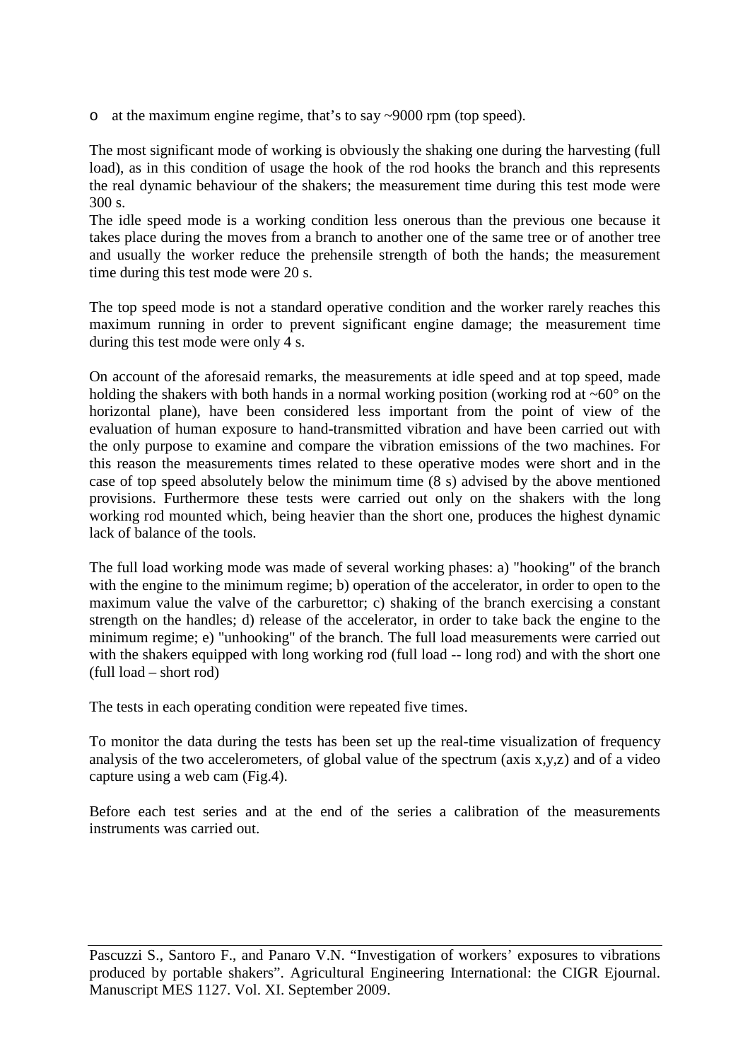- at the maximum engine regime, that's to say ~9000 rpm (top speed).

The most significant mode of working is obviously the shaking one during the harvesting (full load), as in this condition of usage the hook of the rod hooks the branch and this represents the real dynamic behaviour of the shakers; the measurement time during this test mode were 300 s.

The idle speed mode is a working condition less onerous than the previous one because it takes place during the moves from a branch to another one of the same tree or of another tree and usually the worker reduce the prehensile strength of both the hands; the measurement time during this test mode were 20 s.

The top speed mode is not a standard operative condition and the worker rarely reaches this maximum running in order to prevent significant engine damage; the measurement time during this test mode were only 4 s.

On account of the aforesaid remarks, the measurements at idle speed and at top speed, made holding the shakers with both hands in a normal working position (working rod at ~60° on the horizontal plane), have been considered less important from the point of view of the evaluation of human exposure to hand-transmitted vibration and have been carried out with the only purpose to examine and compare the vibration emissions of the two machines. For this reason the measurements times related to these operative modes were short and in the case of top speed absolutely below the minimum time (8 s) advised by the above mentioned provisions. Furthermore these tests were carried out only on the shakers with the long working rod mounted which, being heavier than the short one, produces the highest dynamic lack of balance of the tools.

The full load working mode was made of several working phases: a) "hooking" of the branch with the engine to the minimum regime; b) operation of the accelerator, in order to open to the maximum value the valve of the carburettor; c) shaking of the branch exercising a constant strength on the handles; d) release of the accelerator, in order to take back the engine to the minimum regime; e) "unhooking" of the branch. The full load measurements were carried out with the shakers equipped with long working rod (full load -- long rod) and with the short one (full load – short rod)

The tests in each operating condition were repeated five times.

To monitor the data during the tests has been set up the real-time visualization of frequency analysis of the two accelerometers, of global value of the spectrum (axis x,y,z) and of a video capture using a web cam (Fig.4).

Before each test series and at the end of the series a calibration of the measurements instruments was carried out.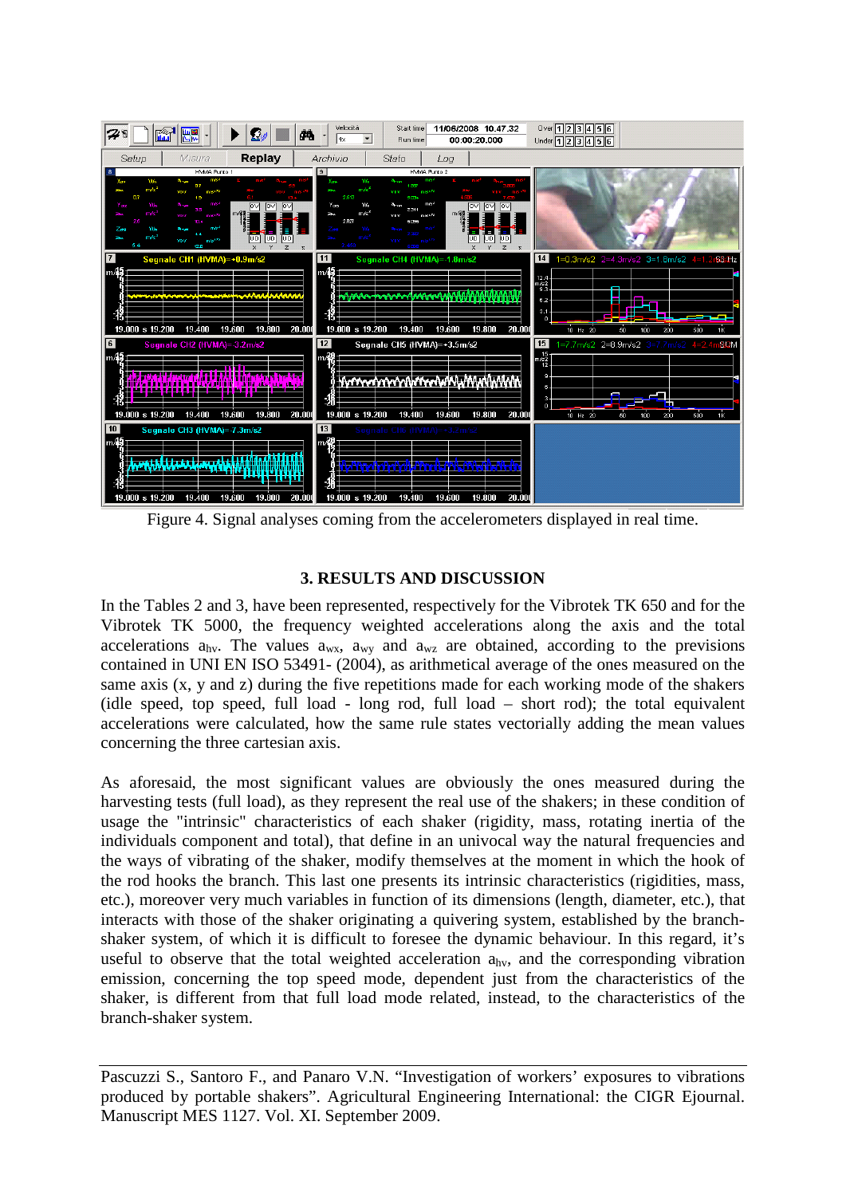Figure 4. Signal analyses coming from the accelerometers displayed in real time.

### 3. RESULTS AND DISCUSSION

In the Tables 2 and 3, have been represented, respectively for the Vibrotek TK 650 and for the Vibrotek TK 5000, the frequency weighted accelerations along the axis and the total accelerations $a_{hv}$. The values $a_{wx}$, $a_{wy}$ and $a_{wz}$ are obtained, according to the previsions contained in UNI EN ISO 53491- (2004), as arithmetical average of the ones measured on the same axis (x, y and z) during the five repetitions made for each working mode of the shakers (idle speed, top speed, full load - long rod, full load – short rod); the total equivalent accelerations were calculated, how the same rule states vectorially adding the mean values concerning the three cartesian axis.

As aforesaid, the most significant values are obviously the ones measured during the harvesting tests (full load), as they represent the real use of the shakers; in these condition of usage the "intrinsic" characteristics of each shaker (rigidity, mass, rotating inertia of the individuals component and total), that define in an univocal way the natural frequencies and the ways of vibrating of the shaker, modify themselves at the moment in which the hook of the rod hooks the branch. This last one presents its intrinsic characteristics (rigidities, mass, etc.), moreover very much variables in function of its dimensions (length, diameter, etc.), that interacts with those of the shaker originating a quivering system, established by the branch-shaker system, of which it is difficult to foresee the dynamic behaviour. In this regard, it's useful to observe that the total weighted acceleration $a_{hv}$, and the corresponding vibration emission, concerning the top speed mode, dependent just from the characteristics of the shaker, is different from that full load mode related, instead, to the characteristics of the branch-shaker system.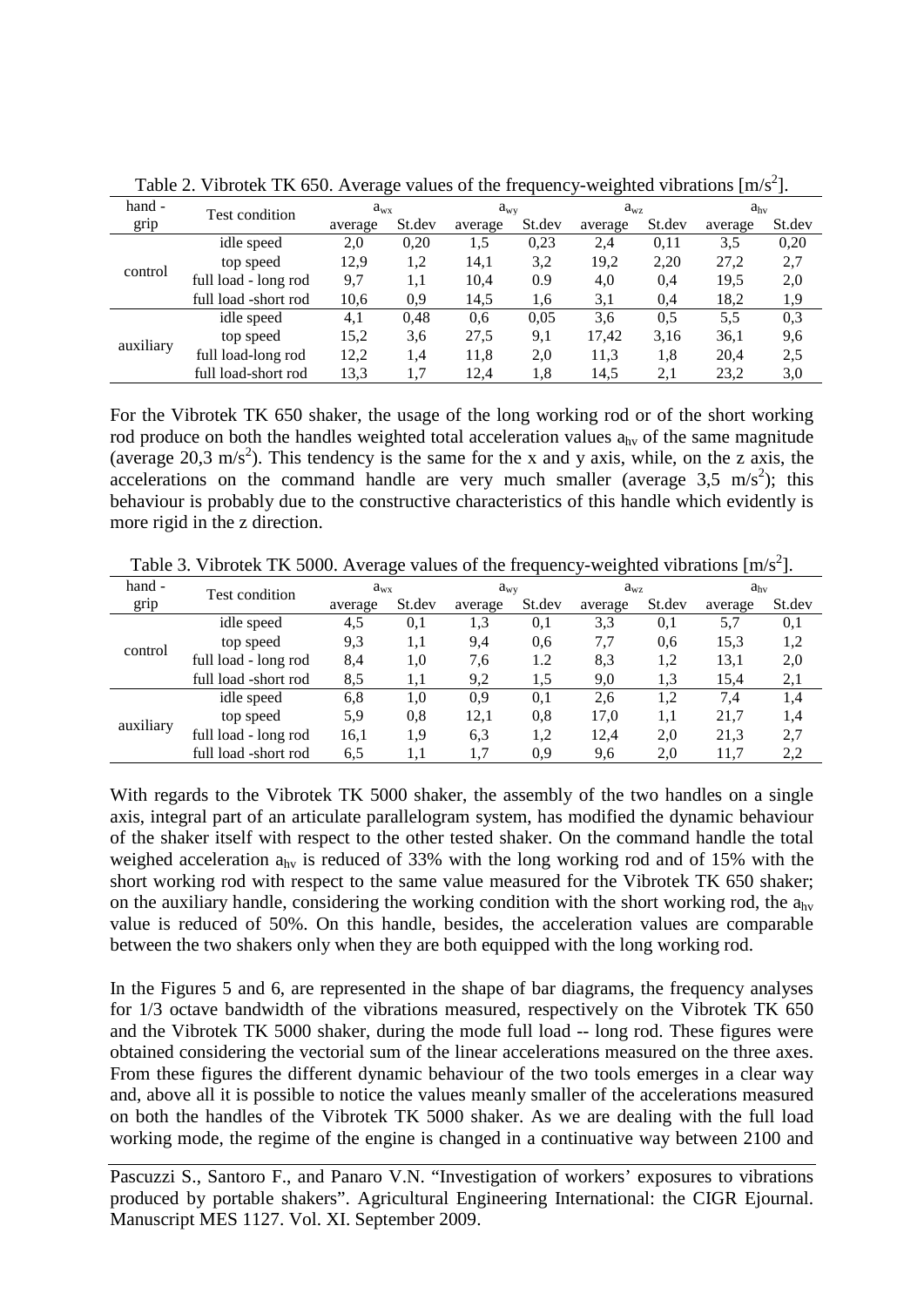Table 2. Vibrotek TK 650. Average values of the frequency-weighted vibrations [m/s$^2$].

| hand - grip | Test condition | $a_{wx}$ | | $a_{wy}$ | | $a_{wz}$ | | $a_{hv}$ | |
|---|---|---|---|---|---|---|---|---|---|
| | | average | St.dev | average | St.dev | average | St.dev | average | St.dev |
| control | idle speed | 2,0 | 0,20 | 1,5 | 0,23 | 2,4 | 0,11 | 3,5 | 0,20 |
| | top speed | 12,9 | 1,2 | 14,1 | 3,2 | 19,2 | 2,20 | 27,2 | 2,7 |
| | full load - long rod | 9,7 | 1,1 | 10,4 | 0.9 | 4,0 | 0,4 | 19,5 | 2,0 |
| | full load -short rod | 10,6 | 0,9 | 14,5 | 1,6 | 3,1 | 0,4 | 18,2 | 1,9 |
| auxiliary | idle speed | 4,1 | 0,48 | 0,6 | 0,05 | 3,6 | 0,5 | 5,5 | 0,3 |
| | top speed | 15,2 | 3,6 | 27,5 | 9,1 | 17,42 | 3,16 | 36,1 | 9,6 |
| | full load-long rod | 12,2 | 1,4 | 11,8 | 2,0 | 11,3 | 1,8 | 20,4 | 2,5 |
| | full load-short rod | 13,3 | 1,7 | 12,4 | 1,8 | 14,5 | 2,1 | 23,2 | 3,0 |

For the Vibrotek TK 650 shaker, the usage of the long working rod or of the short working rod produce on both the handles weighted total acceleration values $a_{hv}$ of the same magnitude (average 20,3 m/s$^2$). This tendency is the same for the x and y axis, while, on the z axis, the accelerations on the command handle are very much smaller (average 3,5 m/s$^2$); this behaviour is probably due to the constructive characteristics of this handle which evidently is more rigid in the z direction.

Table 3. Vibrotek TK 5000. Average values of the frequency-weighted vibrations [m/s$^2$].

| hand - grip | Test condition | $a_{wx}$ | | $a_{wy}$ | | $a_{wz}$ | | $a_{hv}$ | |
|---|---|---|---|---|---|---|---|---|---|
| | | average | St.dev | average | St.dev | average | St.dev | average | St.dev |
| control | idle speed | 4,5 | 0,1 | 1,3 | 0,1 | 3,3 | 0,1 | 5,7 | 0,1 |
| | top speed | 9,3 | 1,1 | 9,4 | 0,6 | 7,7 | 0,6 | 15,3 | 1,2 |
| | full load - long rod | 8,4 | 1,0 | 7,6 | 1.2 | 8,3 | 1,2 | 13,1 | 2,0 |
| | full load -short rod | 8,5 | 1,1 | 9,2 | 1,5 | 9,0 | 1,3 | 15,4 | 2,1 |
| auxiliary | idle speed | 6,8 | 1,0 | 0,9 | 0,1 | 2,6 | 1,2 | 7,4 | 1,4 |
| | top speed | 5,9 | 0,8 | 12,1 | 0,8 | 17,0 | 1,1 | 21,7 | 1,4 |
| | full load - long rod | 16,1 | 1,9 | 6,3 | 1,2 | 12,4 | 2,0 | 21,3 | 2,7 |
| | full load -short rod | 6,5 | 1,1 | 1,7 | 0,9 | 9,6 | 2,0 | 11,7 | 2,2 |

With regards to the Vibrotek TK 5000 shaker, the assembly of the two handles on a single axis, integral part of an articulate parallelogram system, has modified the dynamic behaviour of the shaker itself with respect to the other tested shaker. On the command handle the total weighed acceleration $a_{hv}$ is reduced of 33% with the long working rod and of 15% with the short working rod with respect to the same value measured for the Vibrotek TK 650 shaker; on the auxiliary handle, considering the working condition with the short working rod, the $a_{hv}$ value is reduced of 50%. On this handle, besides, the acceleration values are comparable between the two shakers only when they are both equipped with the long working rod.

In the Figures 5 and 6, are represented in the shape of bar diagrams, the frequency analyses for 1/3 octave bandwidth of the vibrations measured, respectively on the Vibrotek TK 650 and the Vibrotek TK 5000 shaker, during the mode full load -- long rod. These figures were obtained considering the vectorial sum of the linear accelerations measured on the three axes. From these figures the different dynamic behaviour of the two tools emerges in a clear way and, above all it is possible to notice the values meanly smaller of the accelerations measured on both the handles of the Vibrotek TK 5000 shaker. As we are dealing with the full load working mode, the regime of the engine is changed in a continuative way between 2100 and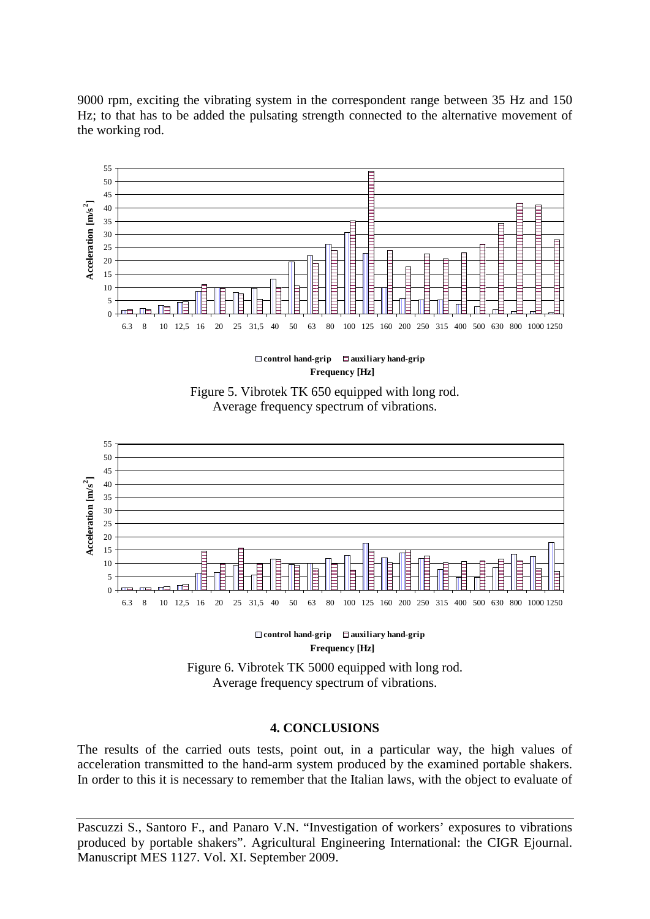9000 rpm, exciting the vibrating system in the correspondent range between 35 Hz and 150 Hz; to that has to be added the pulsating strength connected to the alternative movement of the working rod.

Figure 5. Vibrotek TK 650 equipped with long rod. Average frequency spectrum of vibrations.

Figure 6. Vibrotek TK 5000 equipped with long rod. Average frequency spectrum of vibrations.

## 4. CONCLUSIONS

The results of the carried outs tests, point out, in a particular way, the high values of acceleration transmitted to the hand-arm system produced by the examined portable shakers. In order to this it is necessary to remember that the Italian laws, with the object to evaluate of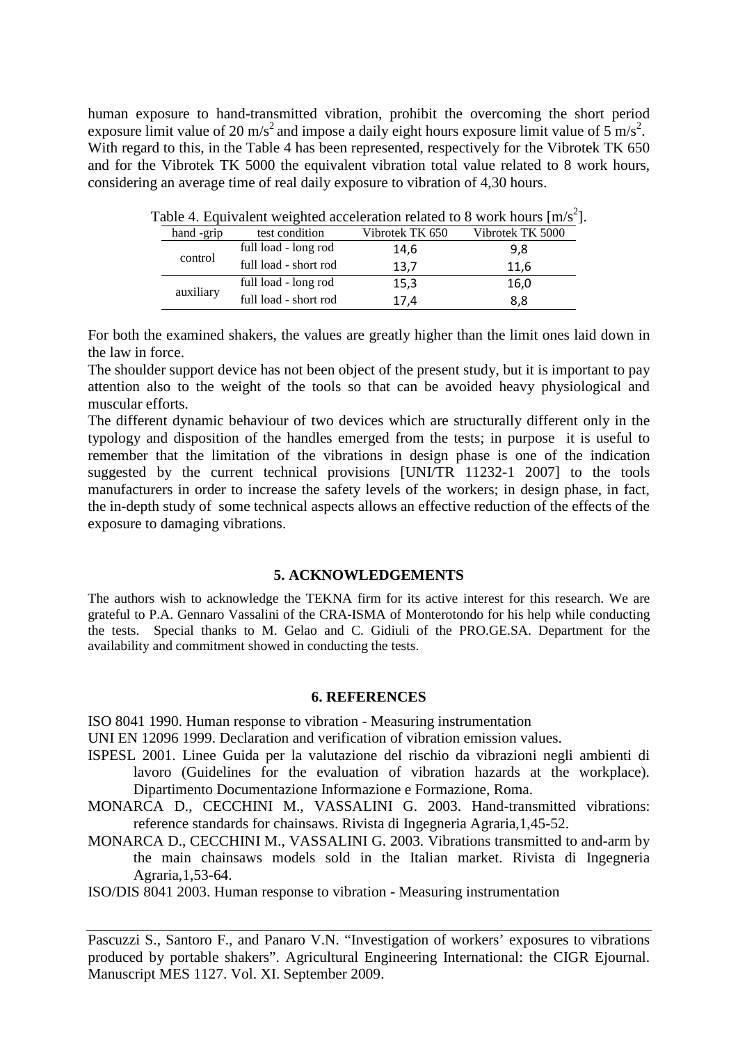human exposure to hand-transmitted vibration, prohibit the overcoming the short period exposure limit value of 20 $m/s^2$ and impose a daily eight hours exposure limit value of 5 $m/s^2$. With regard to this, in the Table 4 has been represented, respectively for the Vibrotek TK 650 and for the Vibrotek TK 5000 the equivalent vibration total value related to 8 work hours, considering an average time of real daily exposure to vibration of 4,30 hours.

Table 4. Equivalent weighted acceleration related to 8 work hours [$m/s^2$].

| hand -grip | test condition | Vibrotek TK 650 | Vibrotek TK 5000 |
|---|---|---|---|
| control | full load - long rod | 14,6 | 9,8 |
| | full load - short rod | 13,7 | 11,6 |
| auxiliary | full load - long rod | 15,3 | 16,0 |
| | full load - short rod | 17,4 | 8,8 |

For both the examined shakers, the values are greatly higher than the limit ones laid down in the law in force.

The shoulder support device has not been object of the present study, but it is important to pay attention also to the weight of the tools so that can be avoided heavy physiological and muscular efforts.

The different dynamic behaviour of two devices which are structurally different only in the typology and disposition of the handles emerged from the tests; in purpose it is useful to remember that the limitation of the vibrations in design phase is one of the indication suggested by the current technical provisions [UNI/TR 11232-1 2007] to the tools manufacturers in order to increase the safety levels of the workers; in design phase, in fact, the in-depth study of some technical aspects allows an effective reduction of the effects of the exposure to damaging vibrations.

## 5. ACKNOWLEDGEMENTS

The authors wish to acknowledge the TEKNA firm for its active interest for this research. We are grateful to P.A. Gennaro Vassalini of the CRA-ISMA of Monterotondo for his help while conducting the tests. Special thanks to M. Gelao and C. Gidiuli of the PRO.GE.SA. Department for the availability and commitment showed in conducting the tests.

## 6. REFERENCES

ISO 8041 1990. Human response to vibration - Measuring instrumentation

UNI EN 12096 1999. Declaration and verification of vibration emission values.

ISPESL 2001. Linee Guida per la valutazione del rischio da vibrazioni negli ambienti di lavoro (Guidelines for the evaluation of vibration hazards at the workplace). Dipartimento Documentazione Informazione e Formazione, Roma.

MONARCA D., CECCHINI M., VASSALINI G. 2003. Hand-transmitted vibrations: reference standards for chainsaws. Rivista di Ingegneria Agraria,1,45-52.

MONARCA D., CECCHINI M., VASSALINI G. 2003. Vibrations transmitted to and-arm by the main chainsaws models sold in the Italian market. Rivista di Ingegneria Agraria,1,53-64.

ISO/DIS 8041 2003. Human response to vibration - Measuring instrumentation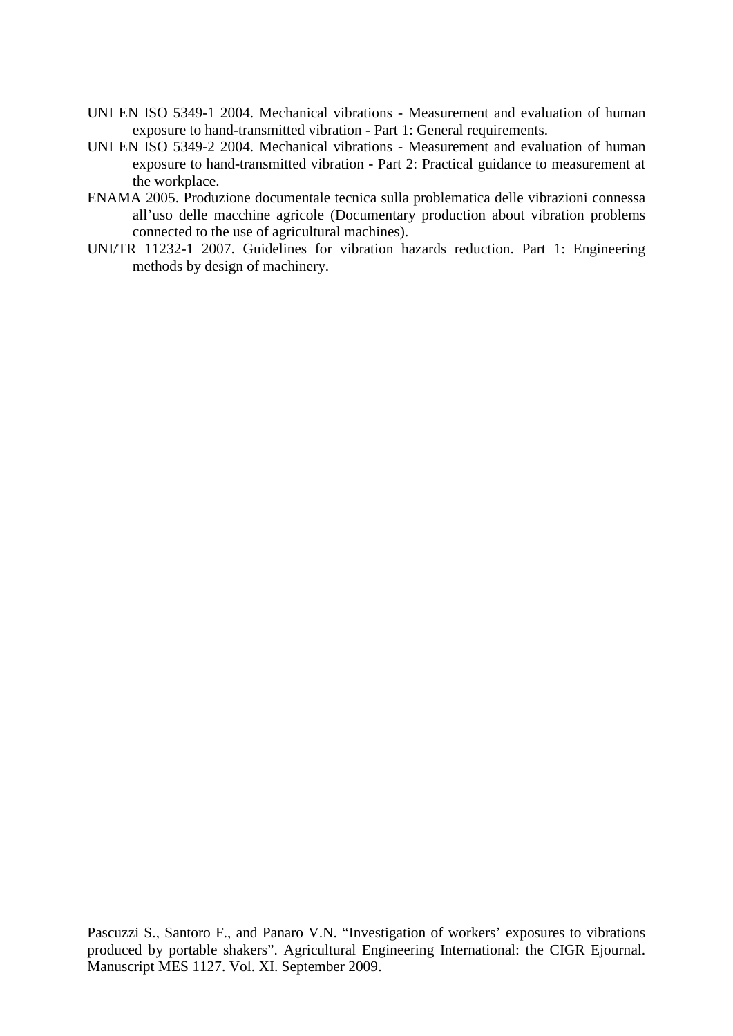UNI EN ISO 5349-1 2004. Mechanical vibrations - Measurement and evaluation of human exposure to hand-transmitted vibration - Part 1: General requirements.

UNI EN ISO 5349-2 2004. Mechanical vibrations - Measurement and evaluation of human exposure to hand-transmitted vibration - Part 2: Practical guidance to measurement at the workplace.

ENAMA 2005. Produzione documentale tecnica sulla problematica delle vibrazioni connessa all'uso delle macchine agricole (Documentary production about vibration problems connected to the use of agricultural machines).

UNI/TR 11232-1 2007. Guidelines for vibration hazards reduction. Part 1: Engineering methods by design of machinery.